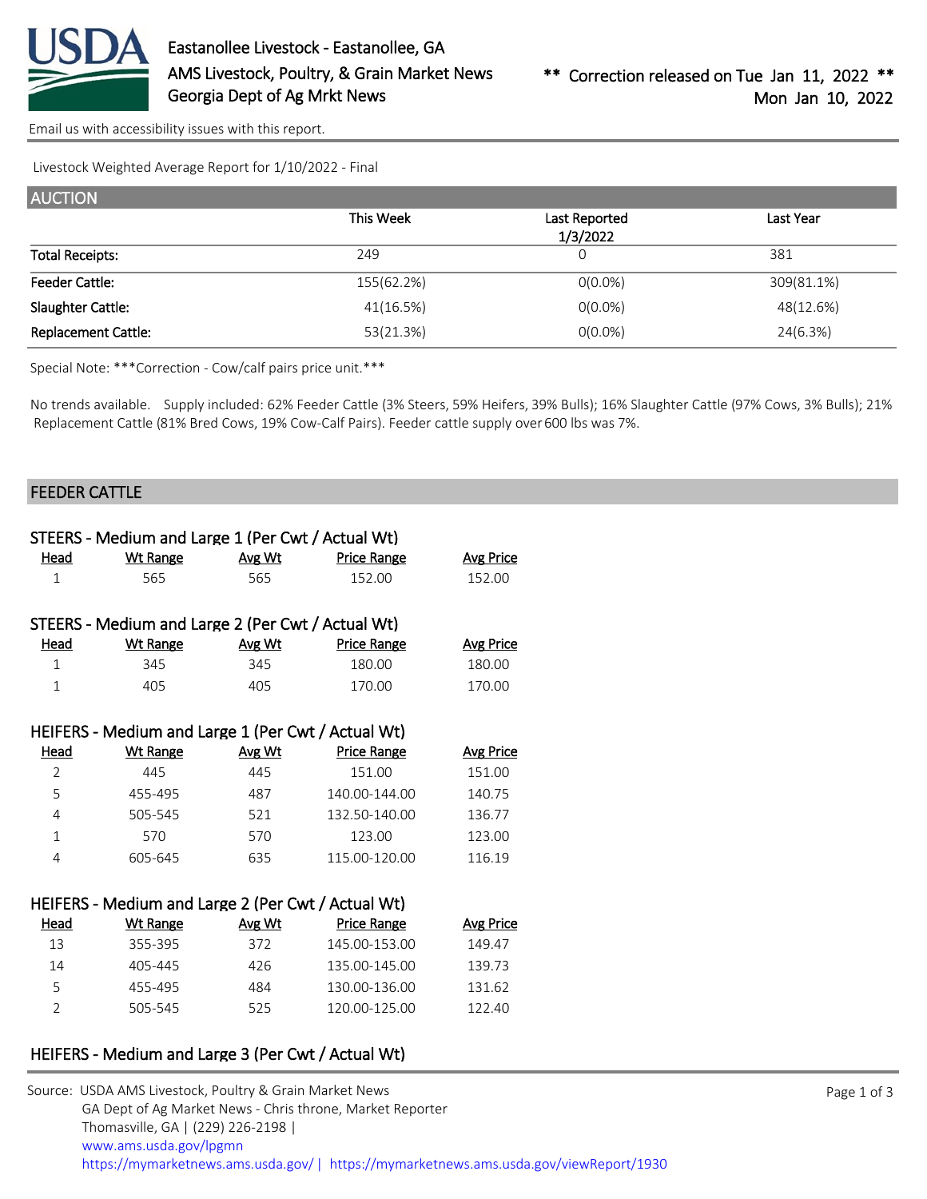Eastanollee Livestock - Eastanollee, GA
AMS Livestock, Poultry, & Grain Market News
Georgia Dept of Ag Mrkt News

** Correction released on Tue Jan 11, 2022 **
Mon Jan 10, 2022

Email us with accessibility issues with this report.

Livestock Weighted Average Report for 1/10/2022 - Final

## AUCTION

| | This Week | Last Reported 1/3/2022 | Last Year |
|---|---|---|---|
| Total Receipts: | 249 | 0 | 381 |
| Feeder Cattle: | 155(62.2%) | 0(0.0%) | 309(81.1%) |
| Slaughter Cattle: | 41(16.5%) | 0(0.0%) | 48(12.6%) |
| Replacement Cattle: | 53(21.3%) | 0(0.0%) | 24(6.3%) |

Special Note: ***Correction - Cow/calf pairs price unit.***

No trends available. Supply included: 62% Feeder Cattle (3% Steers, 59% Heifers, 39% Bulls); 16% Slaughter Cattle (97% Cows, 3% Bulls); 21% Replacement Cattle (81% Bred Cows, 19% Cow-Calf Pairs). Feeder cattle supply over 600 lbs was 7%.

## FEEDER CATTLE

### STEERS - Medium and Large 1 (Per Cwt / Actual Wt)

| Head | Wt Range | Avg Wt | Price Range | Avg Price |
|---|---|---|---|---|
| 1 | 565 | 565 | 152.00 | 152.00 |

### STEERS - Medium and Large 2 (Per Cwt / Actual Wt)

| Head | Wt Range | Avg Wt | Price Range | Avg Price |
|---|---|---|---|---|
| 1 | 345 | 345 | 180.00 | 180.00 |
| 1 | 405 | 405 | 170.00 | 170.00 |

### HEIFERS - Medium and Large 1 (Per Cwt / Actual Wt)

| Head | Wt Range | Avg Wt | Price Range | Avg Price |
|---|---|---|---|---|
| 2 | 445 | 445 | 151.00 | 151.00 |
| 5 | 455-495 | 487 | 140.00-144.00 | 140.75 |
| 4 | 505-545 | 521 | 132.50-140.00 | 136.77 |
| 1 | 570 | 570 | 123.00 | 123.00 |
| 4 | 605-645 | 635 | 115.00-120.00 | 116.19 |

### HEIFERS - Medium and Large 2 (Per Cwt / Actual Wt)

| Head | Wt Range | Avg Wt | Price Range | Avg Price |
|---|---|---|---|---|
| 13 | 355-395 | 372 | 145.00-153.00 | 149.47 |
| 14 | 405-445 | 426 | 135.00-145.00 | 139.73 |
| 5 | 455-495 | 484 | 130.00-136.00 | 131.62 |
| 2 | 505-545 | 525 | 120.00-125.00 | 122.40 |

### HEIFERS - Medium and Large 3 (Per Cwt / Actual Wt)

Source: USDA AMS Livestock, Poultry & Grain Market News
GA Dept of Ag Market News - Chris throne, Market Reporter
Thomasville, GA | (229) 226-2198 |
www.ams.usda.gov/lpgmn
https://mymarketnews.ams.usda.gov/ | https://mymarketnews.ams.usda.gov/viewReport/1930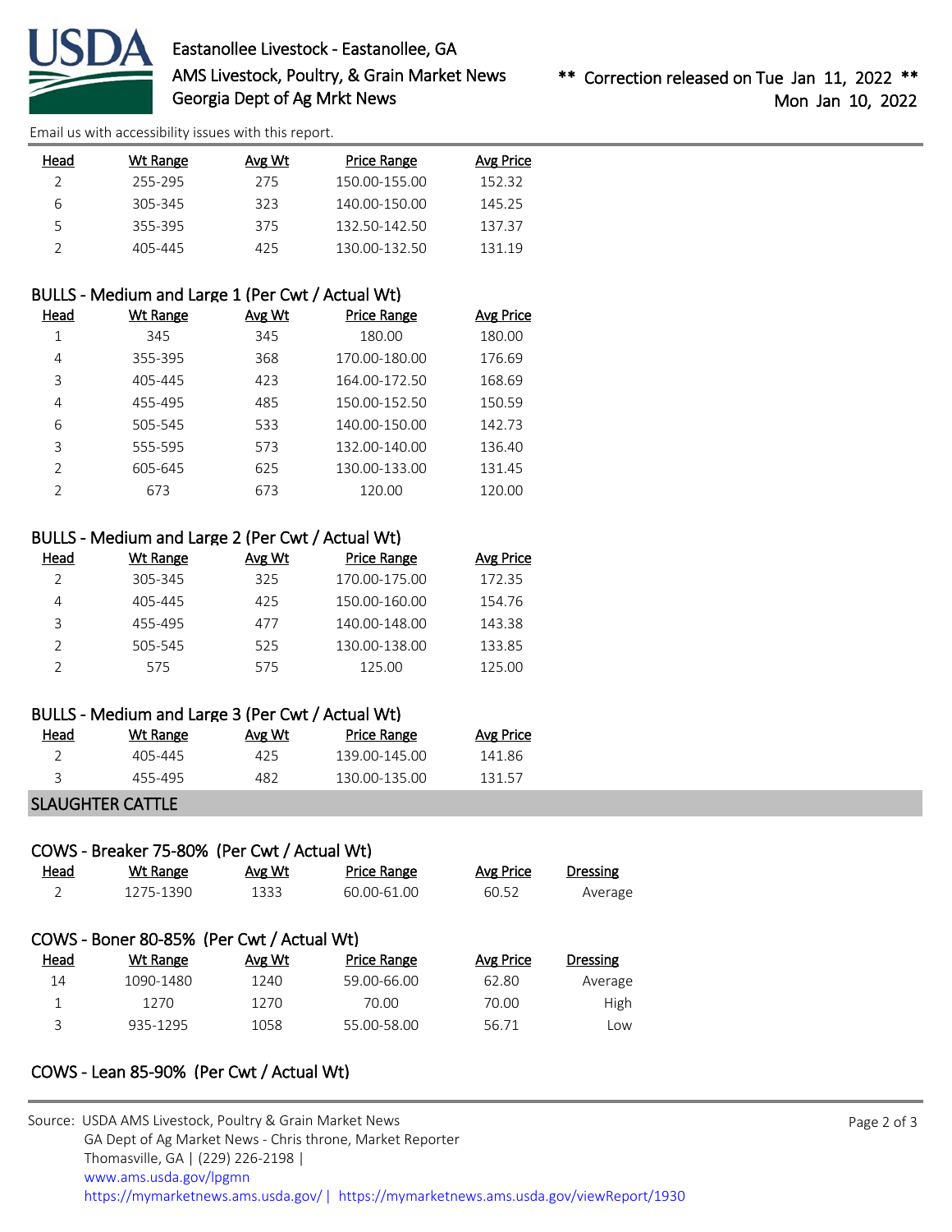| Head | Wt Range | Avg Wt | Price Range | Avg Price |
|---|---|---|---|---|
| 2 | 255-295 | 275 | 150.00-155.00 | 152.32 |
| 6 | 305-345 | 323 | 140.00-150.00 | 145.25 |
| 5 | 355-395 | 375 | 132.50-142.50 | 137.37 |
| 2 | 405-445 | 425 | 130.00-132.50 | 131.19 |

### BULLS - Medium and Large 1 (Per Cwt / Actual Wt)

| Head | Wt Range | Avg Wt | Price Range | Avg Price |
|---|---|---|---|---|
| 1 | 345 | 345 | 180.00 | 180.00 |
| 4 | 355-395 | 368 | 170.00-180.00 | 176.69 |
| 3 | 405-445 | 423 | 164.00-172.50 | 168.69 |
| 4 | 455-495 | 485 | 150.00-152.50 | 150.59 |
| 6 | 505-545 | 533 | 140.00-150.00 | 142.73 |
| 3 | 555-595 | 573 | 132.00-140.00 | 136.40 |
| 2 | 605-645 | 625 | 130.00-133.00 | 131.45 |
| 2 | 673 | 673 | 120.00 | 120.00 |

### BULLS - Medium and Large 2 (Per Cwt / Actual Wt)

| Head | Wt Range | Avg Wt | Price Range | Avg Price |
|---|---|---|---|---|
| 2 | 305-345 | 325 | 170.00-175.00 | 172.35 |
| 4 | 405-445 | 425 | 150.00-160.00 | 154.76 |
| 3 | 455-495 | 477 | 140.00-148.00 | 143.38 |
| 2 | 505-545 | 525 | 130.00-138.00 | 133.85 |
| 2 | 575 | 575 | 125.00 | 125.00 |

### BULLS - Medium and Large 3 (Per Cwt / Actual Wt)

| Head | Wt Range | Avg Wt | Price Range | Avg Price |
|---|---|---|---|---|
| 2 | 405-445 | 425 | 139.00-145.00 | 141.86 |
| 3 | 455-495 | 482 | 130.00-135.00 | 131.57 |

## SLAUGHTER CATTLE

### COWS - Breaker 75-80% (Per Cwt / Actual Wt)

| Head | Wt Range | Avg Wt | Price Range | Avg Price | Dressing |
|---|---|---|---|---|---|
| 2 | 1275-1390 | 1333 | 60.00-61.00 | 60.52 | Average |

### COWS - Boner 80-85% (Per Cwt / Actual Wt)

| Head | Wt Range | Avg Wt | Price Range | Avg Price | Dressing |
|---|---|---|---|---|---|
| 14 | 1090-1480 | 1240 | 59.00-66.00 | 62.80 | Average |
| 1 | 1270 | 1270 | 70.00 | 70.00 | High |
| 3 | 935-1295 | 1058 | 55.00-58.00 | 56.71 | Low |

### COWS - Lean 85-90% (Per Cwt / Actual Wt)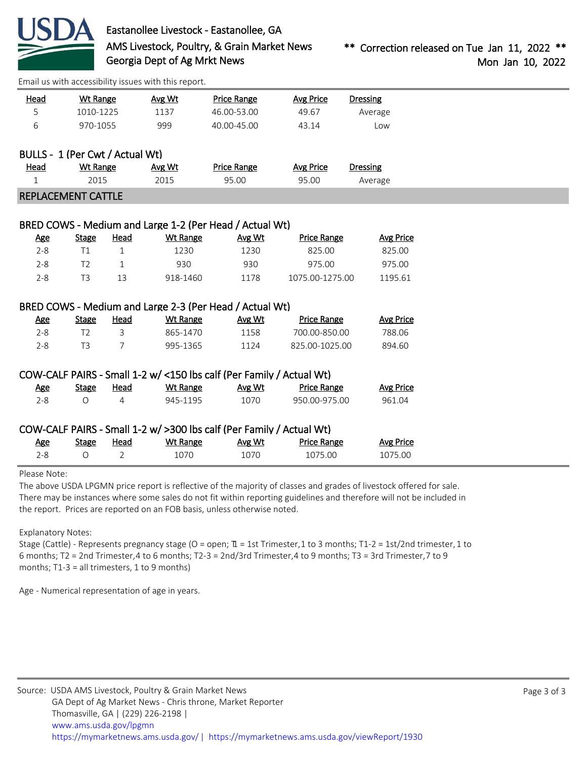Eastanollee Livestock - Eastanollee, GA
AMS Livestock, Poultry, & Grain Market News
Georgia Dept of Ag Mrkt News

** Correction released on Tue Jan 11, 2022 **
Mon Jan 10, 2022

Email us with accessibility issues with this report.

| Head | Wt Range | Avg Wt | Price Range | Avg Price | Dressing |
|---|---|---|---|---|---|
| 5 | 1010-1225 | 1137 | 46.00-53.00 | 49.67 | Average |
| 6 | 970-1055 | 999 | 40.00-45.00 | 43.14 | Low |

BULLS - 1 (Per Cwt / Actual Wt)

| Head | Wt Range | Avg Wt | Price Range | Avg Price | Dressing |
|---|---|---|---|---|---|
| 1 | 2015 | 2015 | 95.00 | 95.00 | Average |

## REPLACEMENT CATTLE

BRED COWS - Medium and Large 1-2 (Per Head / Actual Wt)

| Age | Stage | Head | Wt Range | Avg Wt | Price Range | Avg Price |
|---|---|---|---|---|---|---|
| 2-8 | T1 | 1 | 1230 | 1230 | 825.00 | 825.00 |
| 2-8 | T2 | 1 | 930 | 930 | 975.00 | 975.00 |
| 2-8 | T3 | 13 | 918-1460 | 1178 | 1075.00-1275.00 | 1195.61 |

BRED COWS - Medium and Large 2-3 (Per Head / Actual Wt)

| Age | Stage | Head | Wt Range | Avg Wt | Price Range | Avg Price |
|---|---|---|---|---|---|---|
| 2-8 | T2 | 3 | 865-1470 | 1158 | 700.00-850.00 | 788.06 |
| 2-8 | T3 | 7 | 995-1365 | 1124 | 825.00-1025.00 | 894.60 |

COW-CALF PAIRS - Small 1-2 w/ <150 lbs calf (Per Family / Actual Wt)

| Age | Stage | Head | Wt Range | Avg Wt | Price Range | Avg Price |
|---|---|---|---|---|---|---|
| 2-8 | O | 4 | 945-1195 | 1070 | 950.00-975.00 | 961.04 |

COW-CALF PAIRS - Small 1-2 w/ >300 lbs calf (Per Family / Actual Wt)

| Age | Stage | Head | Wt Range | Avg Wt | Price Range | Avg Price |
|---|---|---|---|---|---|---|
| 2-8 | O | 2 | 1070 | 1070 | 1075.00 | 1075.00 |

Please Note:
The above USDA LPGMN price report is reflective of the majority of classes and grades of livestock offered for sale. There may be instances where some sales do not fit within reporting guidelines and therefore will not be included in the report. Prices are reported on an FOB basis, unless otherwise noted.

Explanatory Notes:
Stage (Cattle) - Represents pregnancy stage (O = open; T1 = 1st Trimester, 1 to 3 months; T1-2 = 1st/2nd trimester, 1 to 6 months; T2 = 2nd Trimester, 4 to 6 months; T2-3 = 2nd/3rd Trimester, 4 to 9 months; T3 = 3rd Trimester, 7 to 9 months; T1-3 = all trimesters, 1 to 9 months)

Age - Numerical representation of age in years.

Source: USDA AMS Livestock, Poultry & Grain Market News
GA Dept of Ag Market News - Chris throne, Market Reporter
Thomasville, GA | (229) 226-2198 |
www.ams.usda.gov/lpgmn
https://mymarketnews.ams.usda.gov/ | https://mymarketnews.ams.usda.gov/viewReport/1930